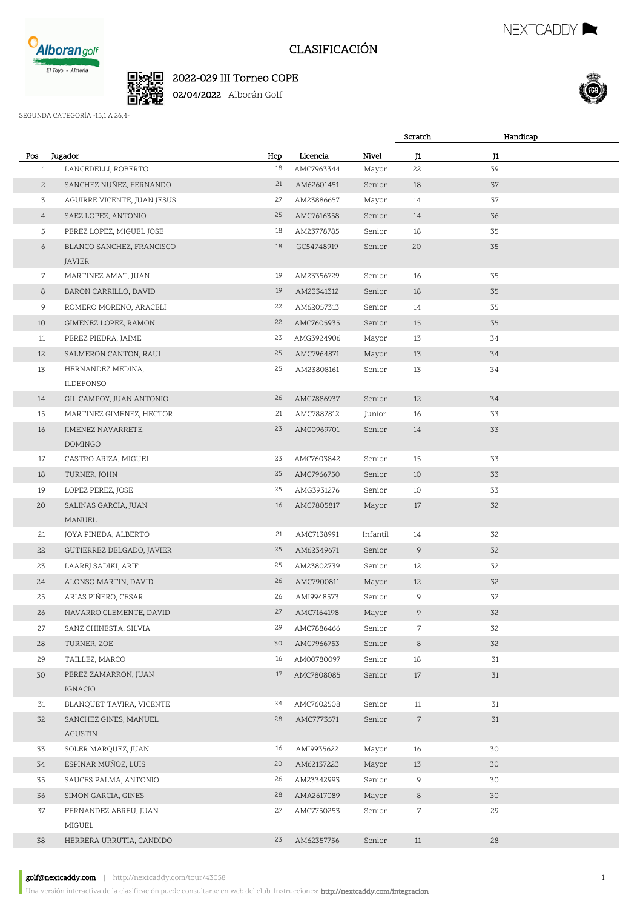# CLASIFICACIÓN

## 2022-029 III Torneo COPE

**02/04/2022** Alborán Golf

SEGUNDA CATEGORÍA -15,1 A 26,4-

| Pos | Jugador | Hcp | Licencia | Nivel | Scratch | Handicap |
|---|---|---|---|---|---|---|
| | | | | | J1 | J1 |
| 1 | LANCEDELLI, ROBERTO | 18 | AMC7963344 | Mayor | 22 | 39 |
| 2 | SANCHEZ NUÑEZ, FERNANDO | 21 | AM62601451 | Senior | 18 | 37 |
| 3 | AGUIRRE VICENTE, JUAN JESUS | 27 | AM23886657 | Mayor | 14 | 37 |
| 4 | SAEZ LOPEZ, ANTONIO | 25 | AMC7616358 | Senior | 14 | 36 |
| 5 | PEREZ LOPEZ, MIGUEL JOSE | 18 | AM23778785 | Senior | 18 | 35 |
| 6 | BLANCO SANCHEZ, FRANCISCO JAVIER | 18 | GC54748919 | Senior | 20 | 35 |
| 7 | MARTINEZ AMAT, JUAN | 19 | AM23356729 | Senior | 16 | 35 |
| 8 | BARON CARRILLO, DAVID | 19 | AM23341312 | Senior | 18 | 35 |
| 9 | ROMERO MORENO, ARACELI | 22 | AM62057313 | Senior | 14 | 35 |
| 10 | GIMENEZ LOPEZ, RAMON | 22 | AMC7605935 | Senior | 15 | 35 |
| 11 | PEREZ PIEDRA, JAIME | 23 | AMG3924906 | Mayor | 13 | 34 |
| 12 | SALMERON CANTON, RAUL | 25 | AMC7964871 | Mayor | 13 | 34 |
| 13 | HERNANDEZ MEDINA, ILDEFONSO | 25 | AM23808161 | Senior | 13 | 34 |
| 14 | GIL CAMPOY, JUAN ANTONIO | 26 | AMC7886937 | Senior | 12 | 34 |
| 15 | MARTINEZ GIMENEZ, HECTOR | 21 | AMC7887812 | Junior | 16 | 33 |
| 16 | JIMENEZ NAVARRETE, DOMINGO | 23 | AM00969701 | Senior | 14 | 33 |
| 17 | CASTRO ARIZA, MIGUEL | 23 | AMC7603842 | Senior | 15 | 33 |
| 18 | TURNER, JOHN | 25 | AMC7966750 | Senior | 10 | 33 |
| 19 | LOPEZ PEREZ, JOSE | 25 | AMG3931276 | Senior | 10 | 33 |
| 20 | SALINAS GARCIA, JUAN MANUEL | 16 | AMC7805817 | Mayor | 17 | 32 |
| 21 | JOYA PINEDA, ALBERTO | 21 | AMC7138991 | Infantil | 14 | 32 |
| 22 | GUTIERREZ DELGADO, JAVIER | 25 | AM62349671 | Senior | 9 | 32 |
| 23 | LAAREJ SADIKI, ARIF | 25 | AM23802739 | Senior | 12 | 32 |
| 24 | ALONSO MARTIN, DAVID | 26 | AMC7900811 | Mayor | 12 | 32 |
| 25 | ARIAS PIÑERO, CESAR | 26 | AMI9948573 | Senior | 9 | 32 |
| 26 | NAVARRO CLEMENTE, DAVID | 27 | AMC7164198 | Mayor | 9 | 32 |
| 27 | SANZ CHINESTA, SILVIA | 29 | AMC7886466 | Senior | 7 | 32 |
| 28 | TURNER, ZOE | 30 | AMC7966753 | Senior | 8 | 32 |
| 29 | TAILLEZ, MARCO | 16 | AM00780097 | Senior | 18 | 31 |
| 30 | PEREZ ZAMARRON, JUAN IGNACIO | 17 | AMC7808085 | Senior | 17 | 31 |
| 31 | BLANQUET TAVIRA, VICENTE | 24 | AMC7602508 | Senior | 11 | 31 |
| 32 | SANCHEZ GINES, MANUEL AGUSTIN | 28 | AMC7773571 | Senior | 7 | 31 |
| 33 | SOLER MARQUEZ, JUAN | 16 | AMI9935622 | Mayor | 16 | 30 |
| 34 | ESPINAR MUÑOZ, LUIS | 20 | AM62137223 | Mayor | 13 | 30 |
| 35 | SAUCES PALMA, ANTONIO | 26 | AM23342993 | Senior | 9 | 30 |
| 36 | SIMON GARCIA, GINES | 28 | AMA2617089 | Mayor | 8 | 30 |
| 37 | FERNANDEZ ABREU, JUAN MIGUEL | 27 | AMC7750253 | Senior | 7 | 29 |
| 38 | HERRERA URRUTIA, CANDIDO | 23 | AM62357756 | Senior | 11 | 28 |

**golf@nextcaddy.com** | http://nextcaddy.com/tour/43058

Una versión interactiva de la clasificación puede consultarse en web del club. Instrucciones: http://nextcaddy.com/integracion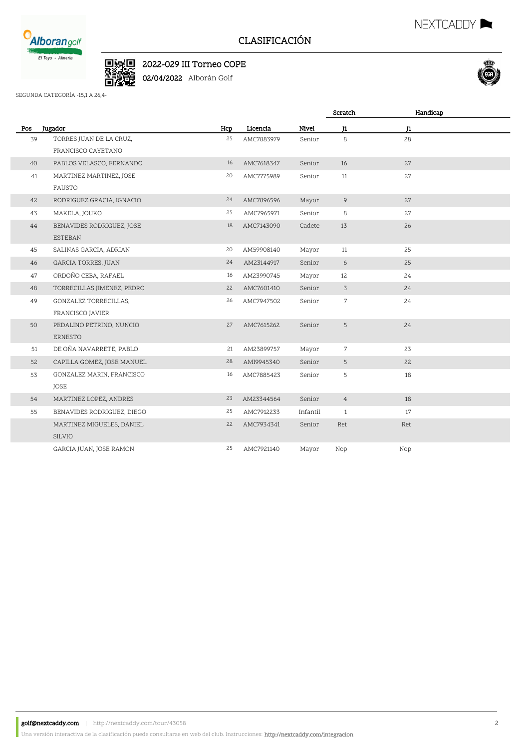# CLASIFICACIÓN

## 2022-029 III Torneo COPE

**02/04/2022** Alborán Golf

SEGUNDA CATEGORÍA -15,1 A 26,4-

| | | | | | Scratch | Handicap |
|---|---|---|---|---|---|---|
| Pos | Jugador | Hcp | Licencia | Nivel | J1 | J1 |
| 39 | TORRES JUAN DE LA CRUZ, FRANCISCO CAYETANO | 25 | AMC7883979 | Senior | 8 | 28 |
| 40 | PABLOS VELASCO, FERNANDO | 16 | AMC7618347 | Senior | 16 | 27 |
| 41 | MARTINEZ MARTINEZ, JOSE FAUSTO | 20 | AMC7775989 | Senior | 11 | 27 |
| 42 | RODRIGUEZ GRACIA, IGNACIO | 24 | AMC7896596 | Mayor | 9 | 27 |
| 43 | MAKELA, JOUKO | 25 | AMC7965971 | Senior | 8 | 27 |
| 44 | BENAVIDES RODRIGUEZ, JOSE ESTEBAN | 18 | AMC7143090 | Cadete | 13 | 26 |
| 45 | SALINAS GARCIA, ADRIAN | 20 | AM59908140 | Mayor | 11 | 25 |
| 46 | GARCIA TORRES, JUAN | 24 | AM23144917 | Senior | 6 | 25 |
| 47 | ORDOÑO CEBA, RAFAEL | 16 | AM23990745 | Mayor | 12 | 24 |
| 48 | TORRECILLAS JIMENEZ, PEDRO | 22 | AMC7601410 | Senior | 3 | 24 |
| 49 | GONZALEZ TORRECILLAS, FRANCISCO JAVIER | 26 | AMC7947502 | Senior | 7 | 24 |
| 50 | PEDALINO PETRINO, NUNCIO ERNESTO | 27 | AMC7615262 | Senior | 5 | 24 |
| 51 | DE OÑA NAVARRETE, PABLO | 21 | AM23899757 | Mayor | 7 | 23 |
| 52 | CAPILLA GOMEZ, JOSE MANUEL | 28 | AMI9945340 | Senior | 5 | 22 |
| 53 | GONZALEZ MARIN, FRANCISCO JOSE | 16 | AMC7885423 | Senior | 5 | 18 |
| 54 | MARTINEZ LOPEZ, ANDRES | 23 | AM23344564 | Senior | 4 | 18 |
| 55 | BENAVIDES RODRIGUEZ, DIEGO | 25 | AMC7912233 | Infantil | 1 | 17 |
| | MARTINEZ MIGUELES, DANIEL SILVIO | 22 | AMC7934341 | Senior | Ret | Ret |
| | GARCIA JUAN, JOSE RAMON | 25 | AMC7921140 | Mayor | Nop | Nop |

**golf@nextcaddy.com** | http://nextcaddy.com/tour/43058

Una versión interactiva de la clasificación puede consultarse en web del club. Instrucciones: http://nextcaddy.com/integracion